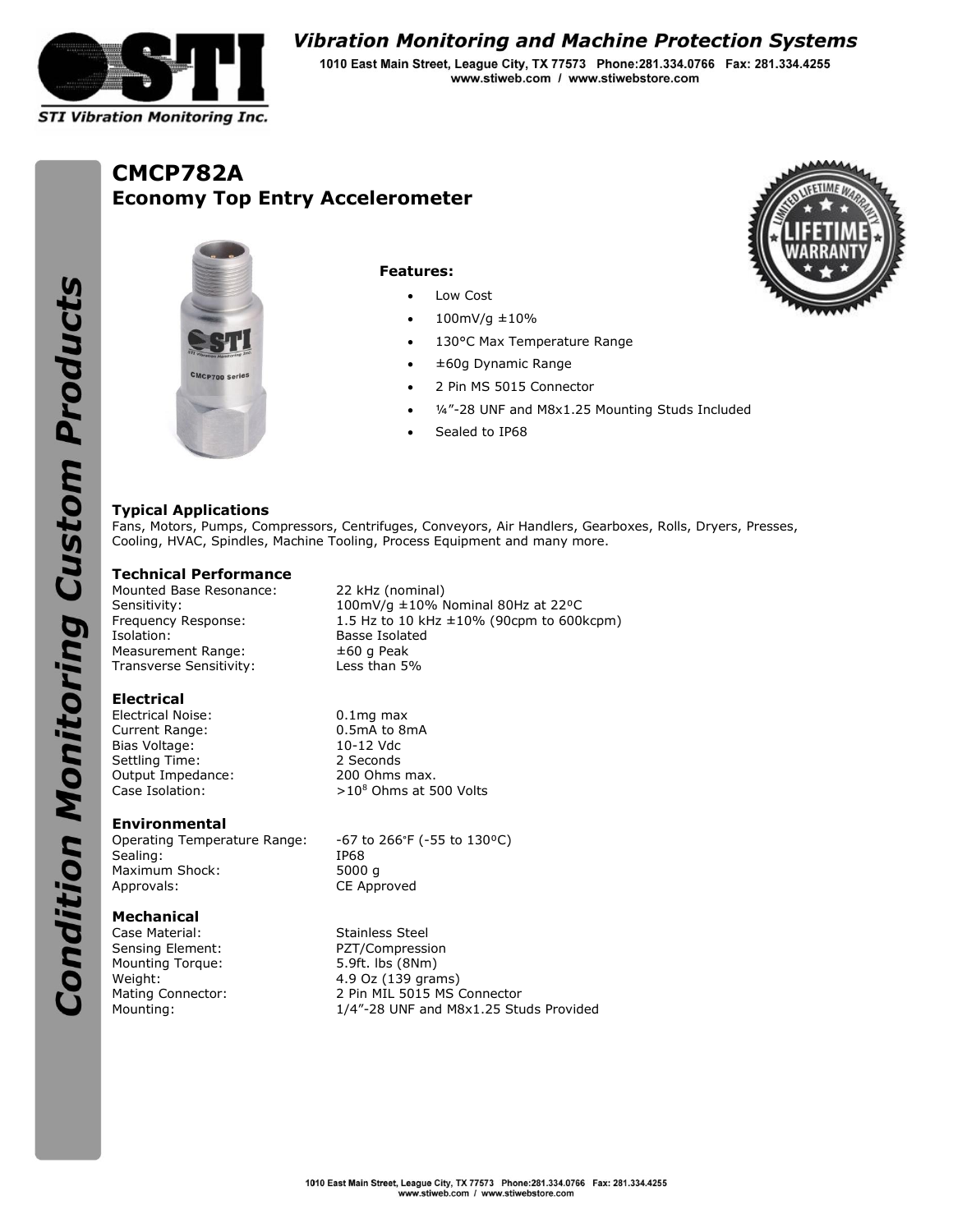# STI Vibration Monitoring Inc.

## *Vibration Monitoring and Machine Protection Systems*

1010 East Main Street, League City, TX 77573 Phone:281.334.0766 Fax: 281.334.4255
www.stiweb.com / www.stiwebstore.com

*Condition Monitoring Custom Products*

# CMCP782A

## Economy Top Entry Accelerometer

LIMITED LIFETIME WARRANTY

**Features:**

- Low Cost
- 100mV/g ±10%
- 130°C Max Temperature Range
- ±60g Dynamic Range
- 2 Pin MS 5015 Connector
- ¼"-28 UNF and M8x1.25 Mounting Studs Included
- Sealed to IP68

### Typical Applications

Fans, Motors, Pumps, Compressors, Centrifuges, Conveyors, Air Handlers, Gearboxes, Rolls, Dryers, Presses, Cooling, HVAC, Spindles, Machine Tooling, Process Equipment and many more.

### Technical Performance

| | |
|---|---|
| Mounted Base Resonance: | 22 kHz (nominal) |
| Sensitivity: | 100mV/g ±10% Nominal 80Hz at 22ºC |
| Frequency Response: | 1.5 Hz to 10 kHz ±10% (90cpm to 600kcpm) |
| Isolation: | Basse Isolated |
| Measurement Range: | ±60 g Peak |
| Transverse Sensitivity: | Less than 5% |

### Electrical

| | |
|---|---|
| Electrical Noise: | 0.1mg max |
| Current Range: | 0.5mA to 8mA |
| Bias Voltage: | 10-12 Vdc |
| Settling Time: | 2 Seconds |
| Output Impedance: | 200 Ohms max. |
| Case Isolation: | $>10^8$ Ohms at 500 Volts |

### Environmental

| | |
|---|---|
| Operating Temperature Range: | -67 to 266°F (-55 to 130ºC) |
| Sealing: | IP68 |
| Maximum Shock: | 5000 g |
| Approvals: | CE Approved |

### Mechanical

| | |
|---|---|
| Case Material: | Stainless Steel |
| Sensing Element: | PZT/Compression |
| Mounting Torque: | 5.9ft. lbs (8Nm) |
| Weight: | 4.9 Oz (139 grams) |
| Mating Connector: | 2 Pin MIL 5015 MS Connector |
| Mounting: | 1/4"-28 UNF and M8x1.25 Studs Provided |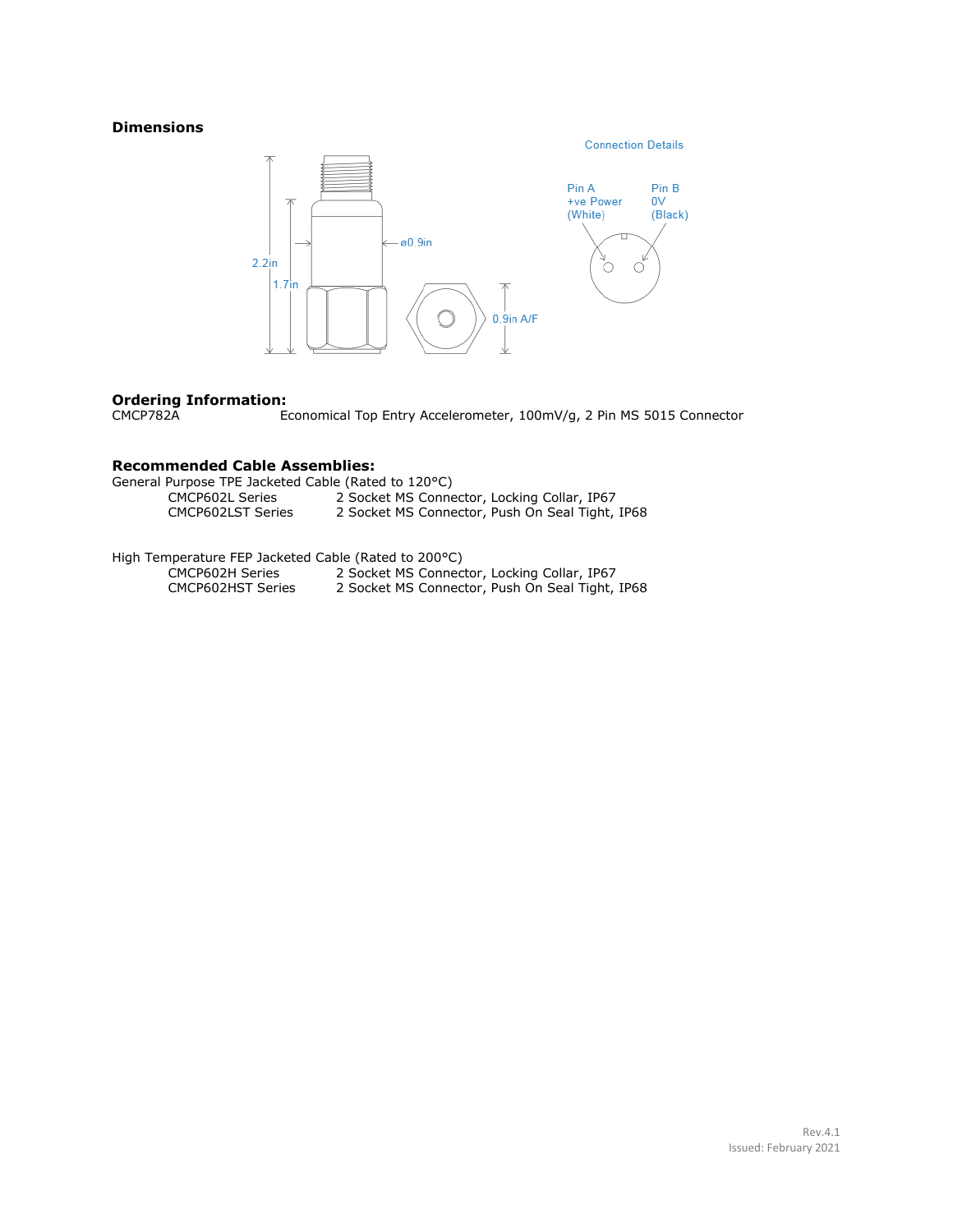## Dimensions

2.2in
1.7in
ø0.9in
0.9in A/F

Connection Details

Pin A
+ve Power
(White)

Pin B
0V
(Black)

## Ordering Information:

| | |
|---|---|
| CMCP782A | Economical Top Entry Accelerometer, 100mV/g, 2 Pin MS 5015 Connector |

## Recommended Cable Assemblies:

General Purpose TPE Jacketed Cable (Rated to 120°C)

| | |
|---|---|
| CMCP602L Series | 2 Socket MS Connector, Locking Collar, IP67 |
| CMCP602LST Series | 2 Socket MS Connector, Push On Seal Tight, IP68 |

High Temperature FEP Jacketed Cable (Rated to 200°C)

| | |
|---|---|
| CMCP602H Series | 2 Socket MS Connector, Locking Collar, IP67 |
| CMCP602HST Series | 2 Socket MS Connector, Push On Seal Tight, IP68 |

Rev.4.1
Issued: February 2021